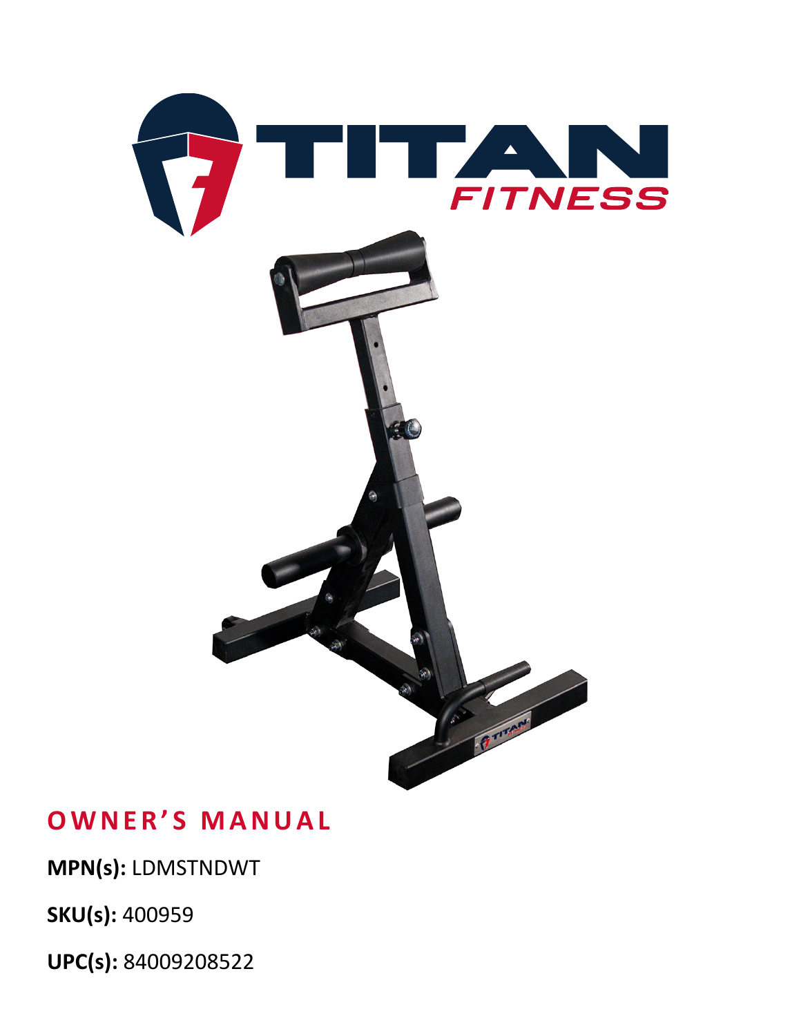# OWNER'S MANUAL

**MPN(s):** LDMSTNDWT

**SKU(s):** 400959

**UPC(s):** 84009208522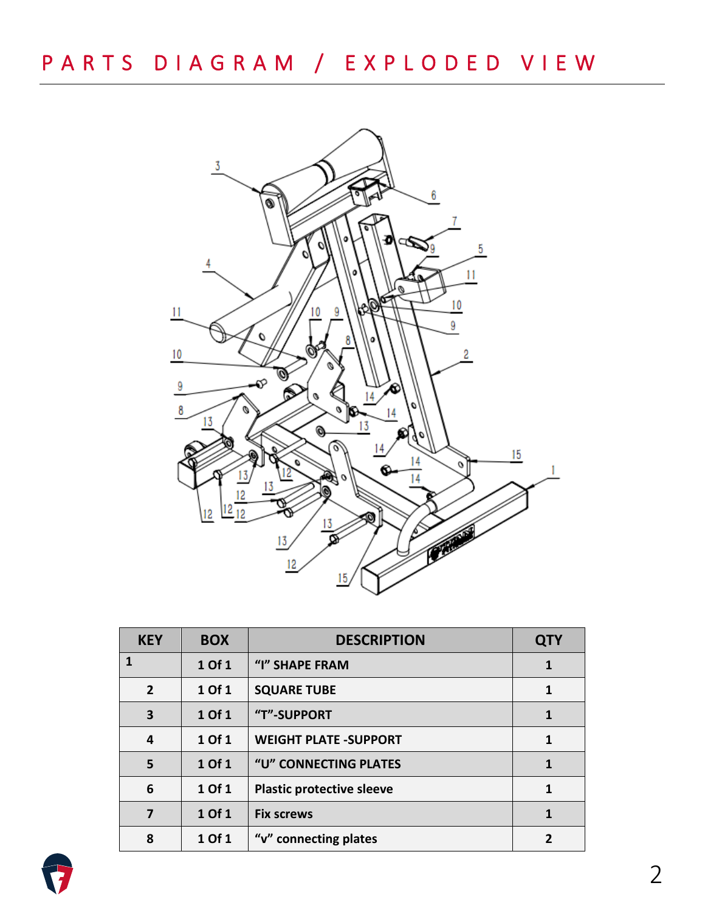# PARTS DIAGRAM / EXPLODED VIEW

| KEY | BOX | DESCRIPTION | QTY |
|---|---|---|---|
| 1 | 1 Of 1 | "I" SHAPE FRAM | 1 |
| 2 | 1 Of 1 | SQUARE TUBE | 1 |
| 3 | 1 Of 1 | "T"-SUPPORT | 1 |
| 4 | 1 Of 1 | WEIGHT PLATE -SUPPORT | 1 |
| 5 | 1 Of 1 | "U" CONNECTING PLATES | 1 |
| 6 | 1 Of 1 | Plastic protective sleeve | 1 |
| 7 | 1 Of 1 | Fix screws | 1 |
| 8 | 1 Of 1 | "v" connecting plates | 2 |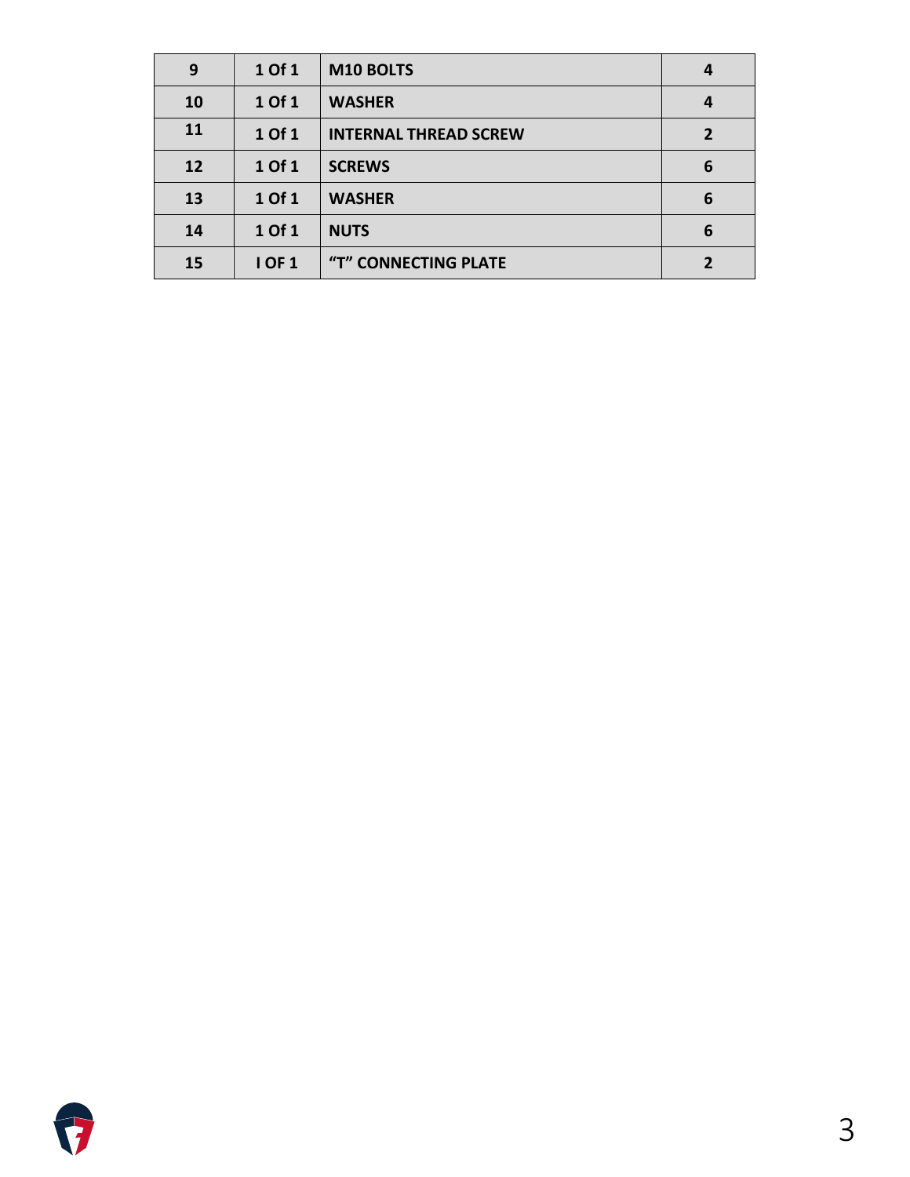| 9 | 1 Of 1 | M10 BOLTS | 4 |
|---|---|---|---|
| 10 | 1 Of 1 | WASHER | 4 |
| 11 | 1 Of 1 | INTERNAL THREAD SCREW | 2 |
| 12 | 1 Of 1 | SCREWS | 6 |
| 13 | 1 Of 1 | WASHER | 6 |
| 14 | 1 Of 1 | NUTS | 6 |
| 15 | I OF 1 | “T” CONNECTING PLATE | 2 |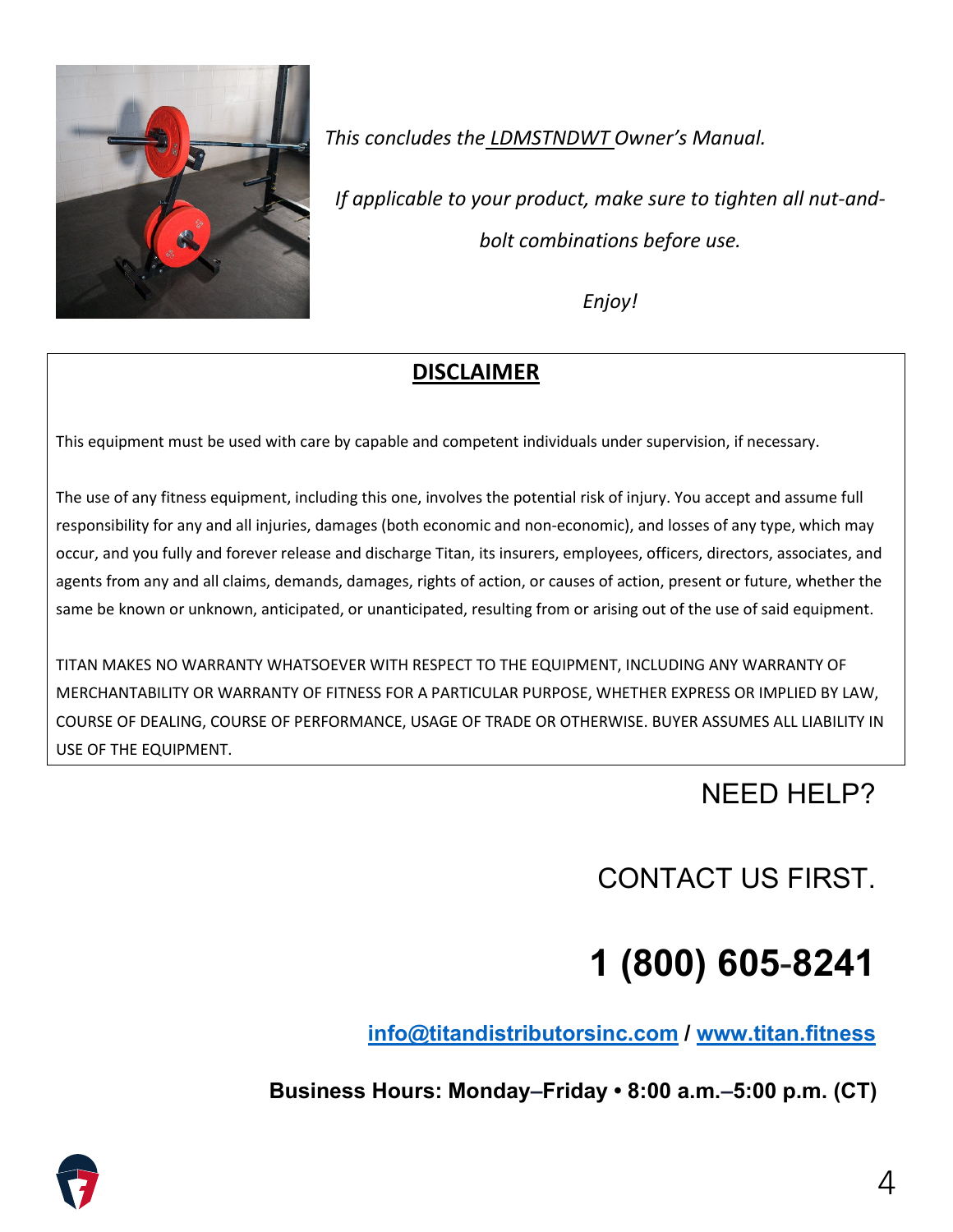*This concludes the LDMSTNDWT Owner's Manual.*

*If applicable to your product, make sure to tighten all nut-and-bolt combinations before use.*

*Enjoy!*

## DISCLAIMER

This equipment must be used with care by capable and competent individuals under supervision, if necessary.

The use of any fitness equipment, including this one, involves the potential risk of injury. You accept and assume full responsibility for any and all injuries, damages (both economic and non-economic), and losses of any type, which may occur, and you fully and forever release and discharge Titan, its insurers, employees, officers, directors, associates, and agents from any and all claims, demands, damages, rights of action, or causes of action, present or future, whether the same be known or unknown, anticipated, or unanticipated, resulting from or arising out of the use of said equipment.

TITAN MAKES NO WARRANTY WHATSOEVER WITH RESPECT TO THE EQUIPMENT, INCLUDING ANY WARRANTY OF MERCHANTABILITY OR WARRANTY OF FITNESS FOR A PARTICULAR PURPOSE, WHETHER EXPRESS OR IMPLIED BY LAW, COURSE OF DEALING, COURSE OF PERFORMANCE, USAGE OF TRADE OR OTHERWISE. BUYER ASSUMES ALL LIABILITY IN USE OF THE EQUIPMENT.

NEED HELP?

CONTACT US FIRST.

**1 (800) 605-8241**

**info@titandistributorsinc.com / www.titan.fitness**

**Business Hours: Monday–Friday • 8:00 a.m.–5:00 p.m. (CT)**